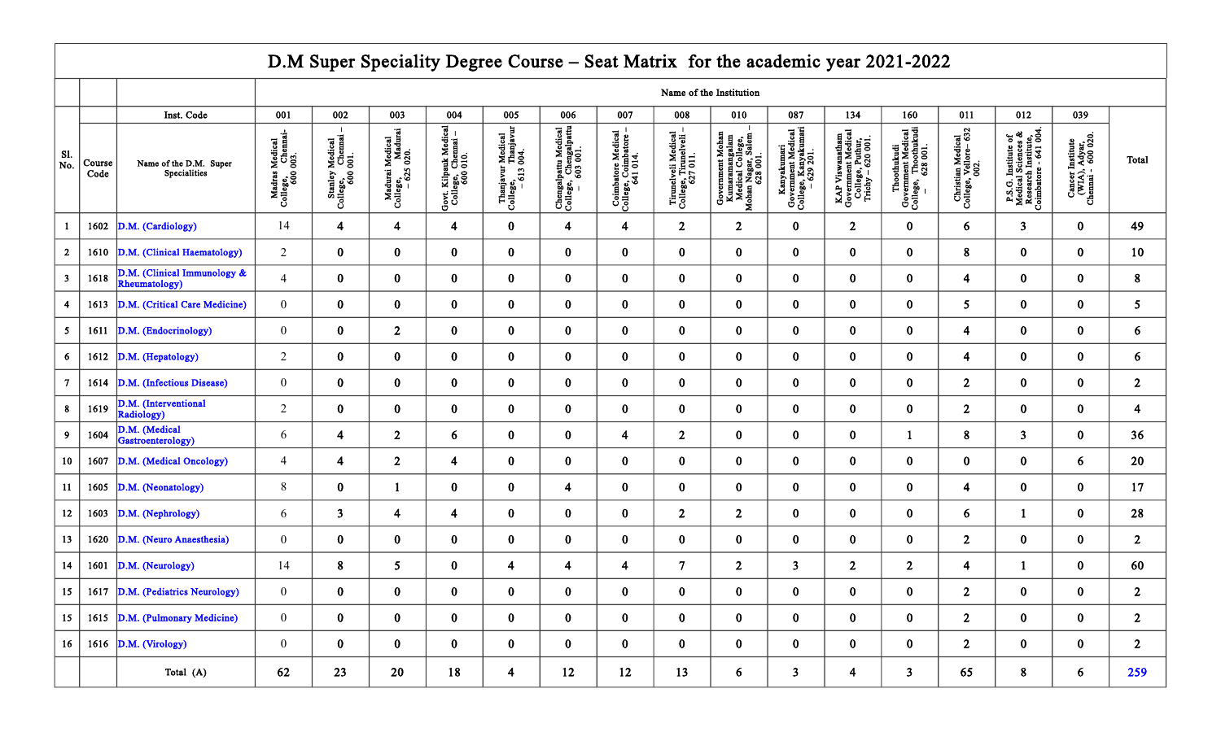# D.M Super Speciality Degree Course – Seat Matrix for the academic year 2021-2022

| Sl. No. | Course Code | Inst. Code / Name of the D.M. Super Specialities | 001 | 002 | 003 | 004 | 005 | 006 | 007 | 008 | 010 | 087 | 134 | 160 | 011 | 012 | 039 | Total |
|---|---|---|---|---|---|---|---|---|---|---|---|---|---|---|---|---|---|---|
| | | | Name of the Institution | | | | | | | | | | | | | | | |
| | | Name of the D.M. Super Specialities | Madras Medical College, Chennai-600 003. | Stanley Medical College, Chennai – 600 001. | Madurai Medical College, Madurai – 625 020. | Govt. Kilpauk Medical College, Chennai – 600 010. | Thanjavur Medical College, Thanjavur – 613 004. | Chengalpattu Medical College, Chengalpattu – 603 001. | Coimbatore Medical College, Coimbatore – 641 014. | Tirunelveli Medical College, Tirunelveli – 627 011. | Government Mohan Kumaramangalam Medical College, Mohan Nagar, Salem – 628 001. | Kanyakumari Government Medical College, Kanyakumari – 629 201. | KAP Viswanatham Government Medical College, Puthur, Trichy – 620 001. | Thoothukudi Government Medical College, Thoothukudi – 628 001. | Christian Medical College, Vellore– 632 002. | P.S.G. Institute of Medical Sciences & Research Institute, Coimbatore - 641 004. | Cancer Institute (WIA), Adyar, Chennai - 600 020. | |
| 1 | 1602 | D.M. (Cardiology) | 14 | 4 | 4 | 4 | 0 | 4 | 4 | 2 | 2 | 0 | 2 | 0 | 6 | 3 | 0 | 49 |
| 2 | 1610 | D.M. (Clinical Haematology) | 2 | 0 | 0 | 0 | 0 | 0 | 0 | 0 | 0 | 0 | 0 | 0 | 8 | 0 | 0 | 10 |
| 3 | 1618 | D.M. (Clinical Immunology & Rheumatology) | 4 | 0 | 0 | 0 | 0 | 0 | 0 | 0 | 0 | 0 | 0 | 0 | 4 | 0 | 0 | 8 |
| 4 | 1613 | D.M. (Critical Care Medicine) | 0 | 0 | 0 | 0 | 0 | 0 | 0 | 0 | 0 | 0 | 0 | 0 | 5 | 0 | 0 | 5 |
| 5 | 1611 | D.M. (Endocrinology) | 0 | 0 | 2 | 0 | 0 | 0 | 0 | 0 | 0 | 0 | 0 | 0 | 4 | 0 | 0 | 6 |
| 6 | 1612 | D.M. (Hepatology) | 2 | 0 | 0 | 0 | 0 | 0 | 0 | 0 | 0 | 0 | 0 | 0 | 4 | 0 | 0 | 6 |
| 7 | 1614 | D.M. (Infectious Disease) | 0 | 0 | 0 | 0 | 0 | 0 | 0 | 0 | 0 | 0 | 0 | 0 | 2 | 0 | 0 | 2 |
| 8 | 1619 | D.M. (Interventional Radiology) | 2 | 0 | 0 | 0 | 0 | 0 | 0 | 0 | 0 | 0 | 0 | 0 | 2 | 0 | 0 | 4 |
| 9 | 1604 | D.M. (Medical Gastroenterology) | 6 | 4 | 2 | 6 | 0 | 0 | 4 | 2 | 0 | 0 | 0 | 1 | 8 | 3 | 0 | 36 |
| 10 | 1607 | D.M. (Medical Oncology) | 4 | 4 | 2 | 4 | 0 | 0 | 0 | 0 | 0 | 0 | 0 | 0 | 0 | 0 | 6 | 20 |
| 11 | 1605 | D.M. (Neonatology) | 8 | 0 | 1 | 0 | 0 | 4 | 0 | 0 | 0 | 0 | 0 | 0 | 4 | 0 | 0 | 17 |
| 12 | 1603 | D.M. (Nephrology) | 6 | 3 | 4 | 4 | 0 | 0 | 0 | 2 | 2 | 0 | 0 | 0 | 6 | 1 | 0 | 28 |
| 13 | 1620 | D.M. (Neuro Anaesthesia) | 0 | 0 | 0 | 0 | 0 | 0 | 0 | 0 | 0 | 0 | 0 | 0 | 2 | 0 | 0 | 2 |
| 14 | 1601 | D.M. (Neurology) | 14 | 8 | 5 | 0 | 4 | 4 | 4 | 7 | 2 | 3 | 2 | 2 | 4 | 1 | 0 | 60 |
| 15 | 1617 | D.M. (Pediatrics Neurology) | 0 | 0 | 0 | 0 | 0 | 0 | 0 | 0 | 0 | 0 | 0 | 0 | 2 | 0 | 0 | 2 |
| 15 | 1615 | D.M. (Pulmonary Medicine) | 0 | 0 | 0 | 0 | 0 | 0 | 0 | 0 | 0 | 0 | 0 | 0 | 2 | 0 | 0 | 2 |
| 16 | 1616 | D.M. (Virology) | 0 | 0 | 0 | 0 | 0 | 0 | 0 | 0 | 0 | 0 | 0 | 0 | 2 | 0 | 0 | 2 |
| | | Total (A) | 62 | 23 | 20 | 18 | 4 | 12 | 12 | 13 | 6 | 3 | 4 | 3 | 65 | 8 | 6 | 259 |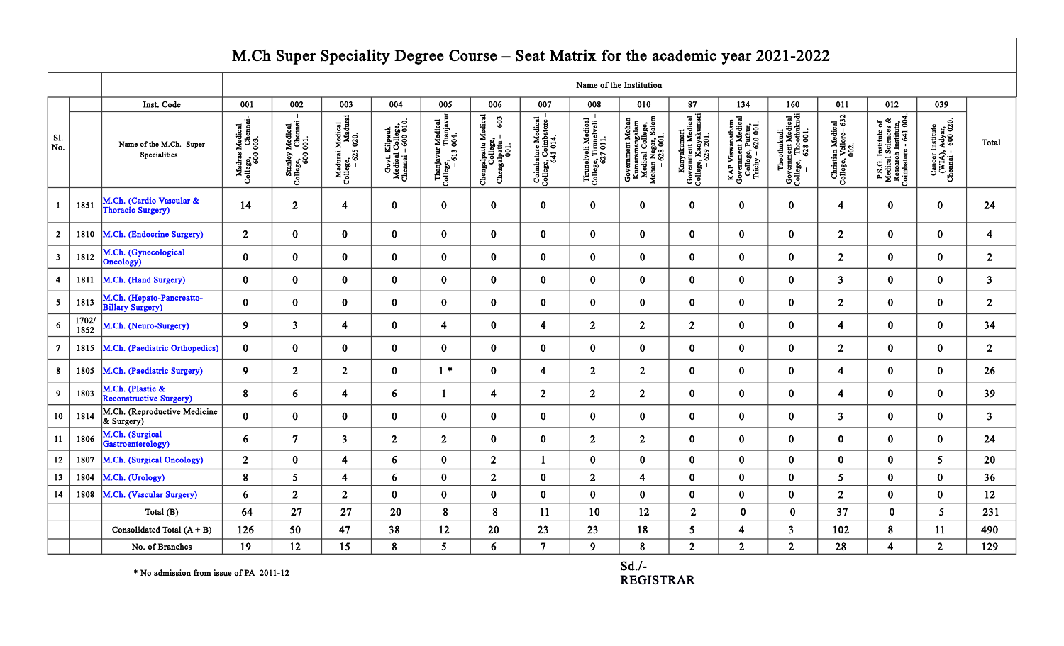# M.Ch Super Speciality Degree Course – Seat Matrix for the academic year 2021-2022

| Sl. No. | | Inst. Code / Name of the M.Ch. Super Specialities | 001 Madras Medical College, Chennai-600 003. | 002 Stanley Medical College, Chennai – 600 001. | 003 Madurai Medical College, Madurai – 625 020. | 004 Govt. Kilpauk Medical College, Chennai – 600 010. | 005 Thanjavur Medical College, Thanjavur – 613 004. | 006 Chengalpattu Medical College, Chengalpattu – 603 001. | 007 Coimbatore Medical College, Coimbatore – 641 014. | 008 Tirunelveli Medical College, Tirunelveli – 627 011. | 010 Government Mohan Kumaramangalam Medical College, Mohan Nagar, Salem – 628 001. | 87 Kanyakumari Government Medical College, Kanyakumari – 629 201. | 134 KAP Viswanatham Government Medical College, Puthur, Trichy – 620 001. | 160 Thoothukudi Government Medical College, Thoothukudi – 628 001. | 011 Christian Medical College, Vellore– 632 002. | 012 P.S.G. Institute of Medical Sciences & Research Institute, Coimbatore - 641 004. | 039 Cancer Institute (WIA), Adyar, Chennai - 600 020. | Total |
|---|---|---|---|---|---|---|---|---|---|---|---|---|---|---|---|---|---|---|
| 1 | 1851 | M.Ch. (Cardio Vascular & Thoracic Surgery) | 14 | 2 | 4 | 0 | 0 | 0 | 0 | 0 | 0 | 0 | 0 | 0 | 4 | 0 | 0 | 24 |
| 2 | 1810 | M.Ch. (Endocrine Surgery) | 2 | 0 | 0 | 0 | 0 | 0 | 0 | 0 | 0 | 0 | 0 | 0 | 2 | 0 | 0 | 4 |
| 3 | 1812 | M.Ch. (Gynecological Oncology) | 0 | 0 | 0 | 0 | 0 | 0 | 0 | 0 | 0 | 0 | 0 | 0 | 2 | 0 | 0 | 2 |
| 4 | 1811 | M.Ch. (Hand Surgery) | 0 | 0 | 0 | 0 | 0 | 0 | 0 | 0 | 0 | 0 | 0 | 0 | 3 | 0 | 0 | 3 |
| 5 | 1813 | M.Ch. (Hepato-Pancreatto-Billary Surgery) | 0 | 0 | 0 | 0 | 0 | 0 | 0 | 0 | 0 | 0 | 0 | 0 | 2 | 0 | 0 | 2 |
| 6 | 1702/ 1852 | M.Ch. (Neuro-Surgery) | 9 | 3 | 4 | 0 | 4 | 0 | 4 | 2 | 2 | 2 | 0 | 0 | 4 | 0 | 0 | 34 |
| 7 | 1815 | M.Ch. (Paediatric Orthopedics) | 0 | 0 | 0 | 0 | 0 | 0 | 0 | 0 | 0 | 0 | 0 | 0 | 2 | 0 | 0 | 2 |
| 8 | 1805 | M.Ch. (Paediatric Surgery) | 9 | 2 | 2 | 0 | 1 * | 0 | 4 | 2 | 2 | 0 | 0 | 0 | 4 | 0 | 0 | 26 |
| 9 | 1803 | M.Ch. (Plastic & Reconstructive Surgery) | 8 | 6 | 4 | 6 | 1 | 4 | 2 | 2 | 2 | 0 | 0 | 0 | 4 | 0 | 0 | 39 |
| 10 | 1814 | M.Ch. (Reproductive Medicine & Surgery) | 0 | 0 | 0 | 0 | 0 | 0 | 0 | 0 | 0 | 0 | 0 | 0 | 3 | 0 | 0 | 3 |
| 11 | 1806 | M.Ch. (Surgical Gastroenterology) | 6 | 7 | 3 | 2 | 2 | 0 | 0 | 2 | 2 | 0 | 0 | 0 | 0 | 0 | 0 | 24 |
| 12 | 1807 | M.Ch. (Surgical Oncology) | 2 | 0 | 4 | 6 | 0 | 2 | 1 | 0 | 0 | 0 | 0 | 0 | 0 | 0 | 5 | 20 |
| 13 | 1804 | M.Ch. (Urology) | 8 | 5 | 4 | 6 | 0 | 2 | 0 | 2 | 4 | 0 | 0 | 0 | 5 | 0 | 0 | 36 |
| 14 | 1808 | M.Ch. (Vascular Surgery) | 6 | 2 | 2 | 0 | 0 | 0 | 0 | 0 | 0 | 0 | 0 | 0 | 2 | 0 | 0 | 12 |
| | | Total (B) | 64 | 27 | 27 | 20 | 8 | 8 | 11 | 10 | 12 | 2 | 0 | 0 | 37 | 0 | 5 | 231 |
| | | Consolidated Total (A + B) | 126 | 50 | 47 | 38 | 12 | 20 | 23 | 23 | 18 | 5 | 4 | 3 | 102 | 8 | 11 | 490 |
| | | No. of Branches | 19 | 12 | 15 | 8 | 5 | 6 | 7 | 9 | 8 | 2 | 2 | 2 | 28 | 4 | 2 | 129 |

\* No admission from issue of PA 2011-12

Sd./-
REGISTRAR